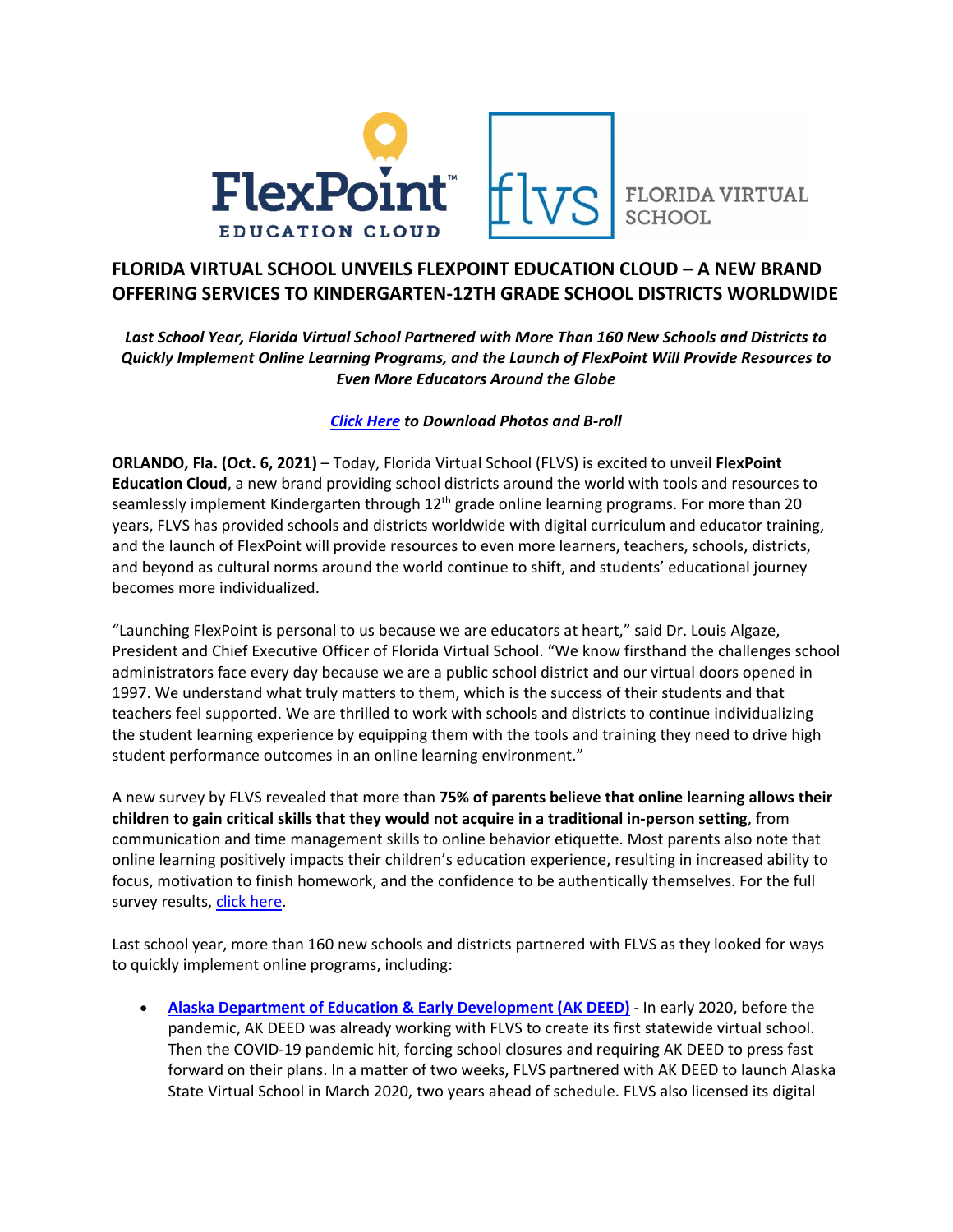FlexPoint™ EDUCATION CLOUD | flvs FLORIDA VIRTUAL SCHOOL

# FLORIDA VIRTUAL SCHOOL UNVEILS FLEXPOINT EDUCATION CLOUD – A NEW BRAND OFFERING SERVICES TO KINDERGARTEN-12TH GRADE SCHOOL DISTRICTS WORLDWIDE

***Last School Year, Florida Virtual School Partnered with More Than 160 New Schools and Districts to Quickly Implement Online Learning Programs, and the Launch of FlexPoint Will Provide Resources to Even More Educators Around the Globe***

***Click Here** to Download Photos and B-roll*

**ORLANDO, Fla. (Oct. 6, 2021)** – Today, Florida Virtual School (FLVS) is excited to unveil **FlexPoint Education Cloud**, a new brand providing school districts around the world with tools and resources to seamlessly implement Kindergarten through 12th grade online learning programs. For more than 20 years, FLVS has provided schools and districts worldwide with digital curriculum and educator training, and the launch of FlexPoint will provide resources to even more learners, teachers, schools, districts, and beyond as cultural norms around the world continue to shift, and students' educational journey becomes more individualized.

"Launching FlexPoint is personal to us because we are educators at heart," said Dr. Louis Algaze, President and Chief Executive Officer of Florida Virtual School. "We know firsthand the challenges school administrators face every day because we are a public school district and our virtual doors opened in 1997. We understand what truly matters to them, which is the success of their students and that teachers feel supported. We are thrilled to work with schools and districts to continue individualizing the student learning experience by equipping them with the tools and training they need to drive high student performance outcomes in an online learning environment."

A new survey by FLVS revealed that more than **75% of parents believe that online learning allows their children to gain critical skills that they would not acquire in a traditional in-person setting**, from communication and time management skills to online behavior etiquette. Most parents also note that online learning positively impacts their children's education experience, resulting in increased ability to focus, motivation to finish homework, and the confidence to be authentically themselves. For the full survey results, click here.

Last school year, more than 160 new schools and districts partnered with FLVS as they looked for ways to quickly implement online programs, including:

- **Alaska Department of Education & Early Development (AK DEED)** - In early 2020, before the pandemic, AK DEED was already working with FLVS to create its first statewide virtual school. Then the COVID-19 pandemic hit, forcing school closures and requiring AK DEED to press fast forward on their plans. In a matter of two weeks, FLVS partnered with AK DEED to launch Alaska State Virtual School in March 2020, two years ahead of schedule. FLVS also licensed its digital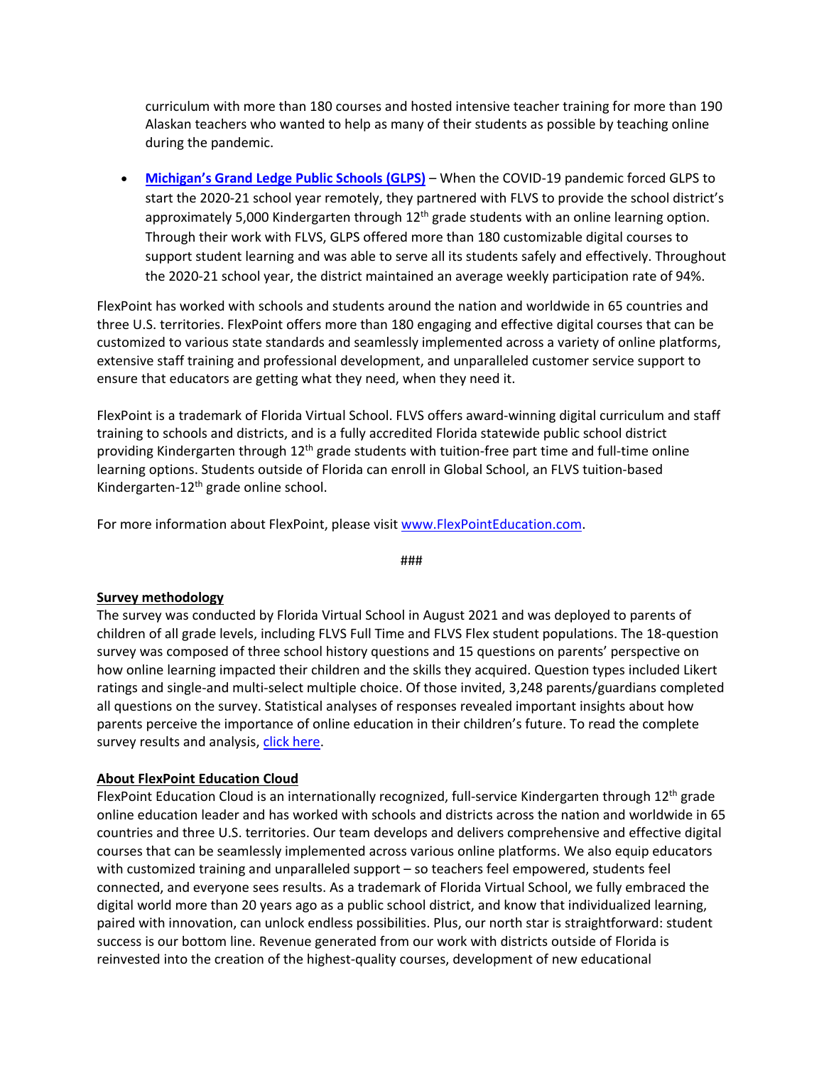curriculum with more than 180 courses and hosted intensive teacher training for more than 190 Alaskan teachers who wanted to help as many of their students as possible by teaching online during the pandemic.

- **[Michigan's Grand Ledge Public Schools (GLPS)]()** – When the COVID-19 pandemic forced GLPS to start the 2020-21 school year remotely, they partnered with FLVS to provide the school district's approximately 5,000 Kindergarten through 12th grade students with an online learning option. Through their work with FLVS, GLPS offered more than 180 customizable digital courses to support student learning and was able to serve all its students safely and effectively. Throughout the 2020-21 school year, the district maintained an average weekly participation rate of 94%.

FlexPoint has worked with schools and students around the nation and worldwide in 65 countries and three U.S. territories. FlexPoint offers more than 180 engaging and effective digital courses that can be customized to various state standards and seamlessly implemented across a variety of online platforms, extensive staff training and professional development, and unparalleled customer service support to ensure that educators are getting what they need, when they need it.

FlexPoint is a trademark of Florida Virtual School. FLVS offers award-winning digital curriculum and staff training to schools and districts, and is a fully accredited Florida statewide public school district providing Kindergarten through 12th grade students with tuition-free part time and full-time online learning options. Students outside of Florida can enroll in Global School, an FLVS tuition-based Kindergarten-12th grade online school.

For more information about FlexPoint, please visit www.FlexPointEducation.com.

###

**Survey methodology**

The survey was conducted by Florida Virtual School in August 2021 and was deployed to parents of children of all grade levels, including FLVS Full Time and FLVS Flex student populations. The 18-question survey was composed of three school history questions and 15 questions on parents' perspective on how online learning impacted their children and the skills they acquired. Question types included Likert ratings and single-and multi-select multiple choice. Of those invited, 3,248 parents/guardians completed all questions on the survey. Statistical analyses of responses revealed important insights about how parents perceive the importance of online education in their children's future. To read the complete survey results and analysis, click here.

**About FlexPoint Education Cloud**

FlexPoint Education Cloud is an internationally recognized, full-service Kindergarten through 12th grade online education leader and has worked with schools and districts across the nation and worldwide in 65 countries and three U.S. territories. Our team develops and delivers comprehensive and effective digital courses that can be seamlessly implemented across various online platforms. We also equip educators with customized training and unparalleled support – so teachers feel empowered, students feel connected, and everyone sees results. As a trademark of Florida Virtual School, we fully embraced the digital world more than 20 years ago as a public school district, and know that individualized learning, paired with innovation, can unlock endless possibilities. Plus, our north star is straightforward: student success is our bottom line. Revenue generated from our work with districts outside of Florida is reinvested into the creation of the highest-quality courses, development of new educational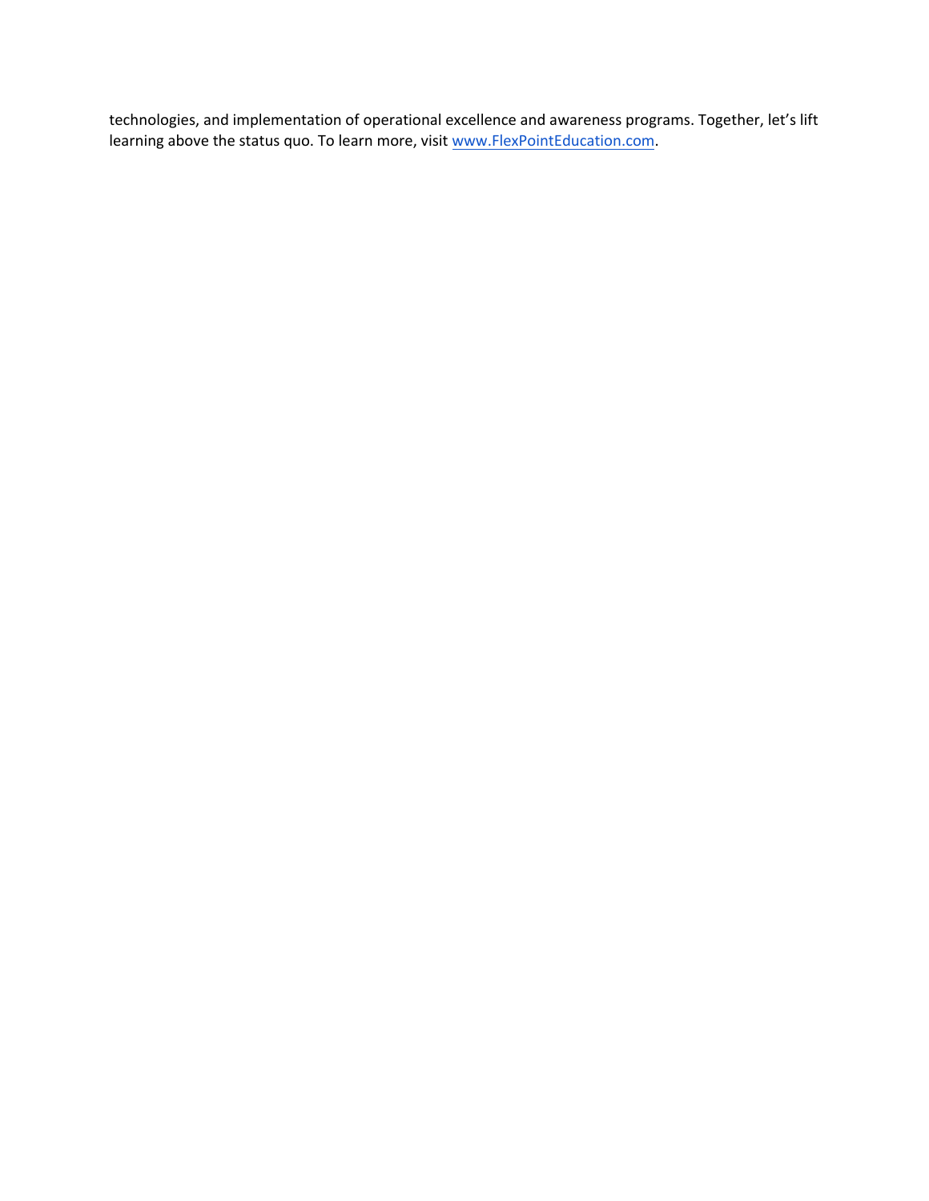technologies, and implementation of operational excellence and awareness programs. Together, let's lift learning above the status quo. To learn more, visit [www.FlexPointEducation.com](http://www.FlexPointEducation.com).